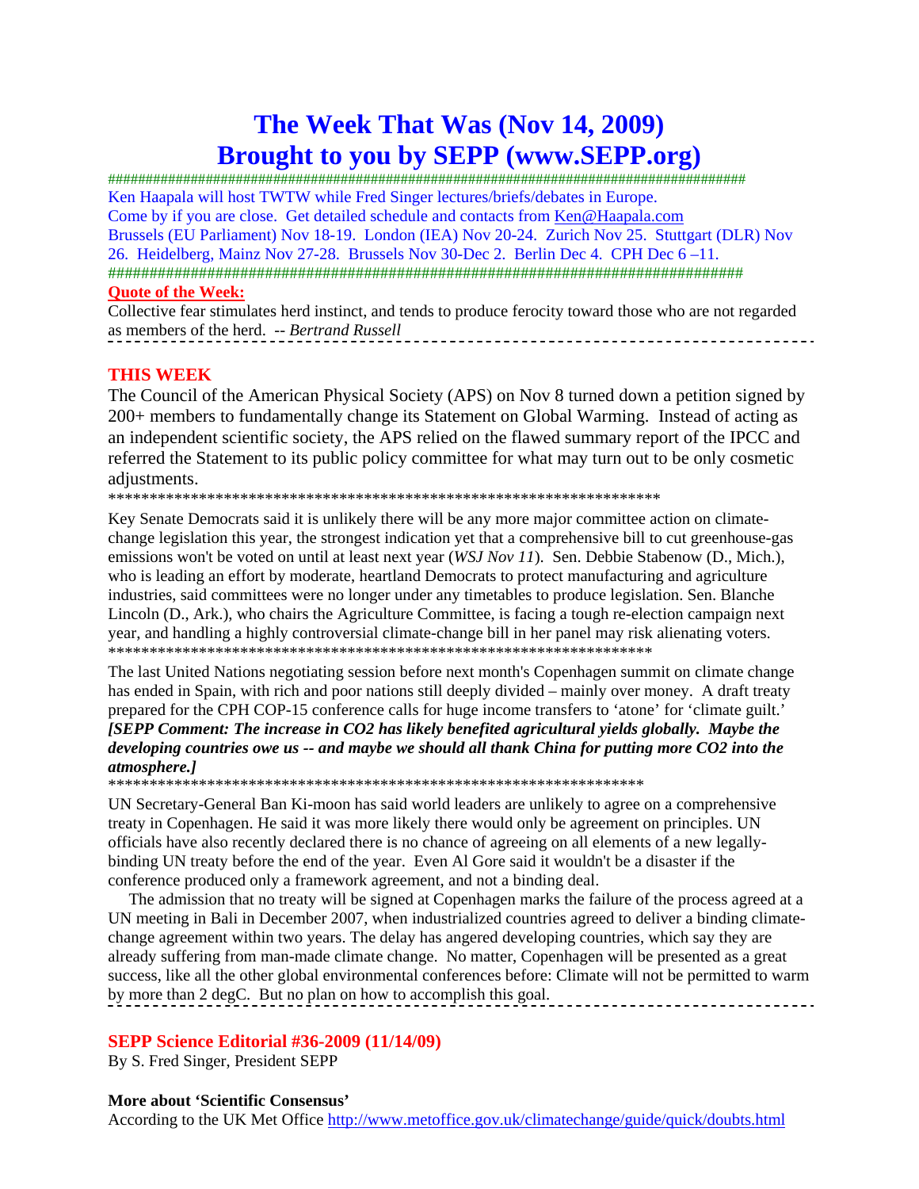# The Week That Was (Nov 14, 2009)
# Brought to you by SEPP (www.SEPP.org)

########################################################################################

Ken Haapala will host TWTW while Fred Singer lectures/briefs/debates in Europe.
Come by if you are close. Get detailed schedule and contacts from Ken@Haapala.com
Brussels (EU Parliament) Nov 18-19. London (IEA) Nov 20-24. Zurich Nov 25. Stuttgart (DLR) Nov 26. Heidelberg, Mainz Nov 27-28. Brussels Nov 30-Dec 2. Berlin Dec 4. CPH Dec 6 –11.

########################################################################################

**Quote of the Week:**

Collective fear stimulates herd instinct, and tends to produce ferocity toward those who are not regarded as members of the herd. -- *Bertrand Russell*

---

## THIS WEEK

The Council of the American Physical Society (APS) on Nov 8 turned down a petition signed by 200+ members to fundamentally change its Statement on Global Warming. Instead of acting as an independent scientific society, the APS relied on the flawed summary report of the IPCC and referred the Statement to its public policy committee for what may turn out to be only cosmetic adjustments.

***********************************************************************

Key Senate Democrats said it is unlikely there will be any more major committee action on climate-change legislation this year, the strongest indication yet that a comprehensive bill to cut greenhouse-gas emissions won't be voted on until at least next year (*WSJ Nov 11*). Sen. Debbie Stabenow (D., Mich.), who is leading an effort by moderate, heartland Democrats to protect manufacturing and agriculture industries, said committees were no longer under any timetables to produce legislation. Sen. Blanche Lincoln (D., Ark.), who chairs the Agriculture Committee, is facing a tough re-election campaign next year, and handling a highly controversial climate-change bill in her panel may risk alienating voters.

***********************************************************************

The last United Nations negotiating session before next month's Copenhagen summit on climate change has ended in Spain, with rich and poor nations still deeply divided – mainly over money. A draft treaty prepared for the CPH COP-15 conference calls for huge income transfers to 'atone' for 'climate guilt.'
***[SEPP Comment: The increase in $CO_2$ has likely benefited agricultural yields globally. Maybe the developing countries owe us -- and maybe we should all thank China for putting more $CO_2$ into the atmosphere.]***

***********************************************************************

UN Secretary-General Ban Ki-moon has said world leaders are unlikely to agree on a comprehensive treaty in Copenhagen. He said it was more likely there would only be agreement on principles. UN officials have also recently declared there is no chance of agreeing on all elements of a new legally-binding UN treaty before the end of the year. Even Al Gore said it wouldn't be a disaster if the conference produced only a framework agreement, and not a binding deal.

The admission that no treaty will be signed at Copenhagen marks the failure of the process agreed at a UN meeting in Bali in December 2007, when industrialized countries agreed to deliver a binding climate-change agreement within two years. The delay has angered developing countries, which say they are already suffering from man-made climate change. No matter, Copenhagen will be presented as a great success, like all the other global environmental conferences before: Climate will not be permitted to warm by more than 2 degC. But no plan on how to accomplish this goal.

---

## SEPP Science Editorial #36-2009 (11/14/09)

By S. Fred Singer, President SEPP

**More about 'Scientific Consensus'**

According to the UK Met Office http://www.metoffice.gov.uk/climatechange/guide/quick/doubts.html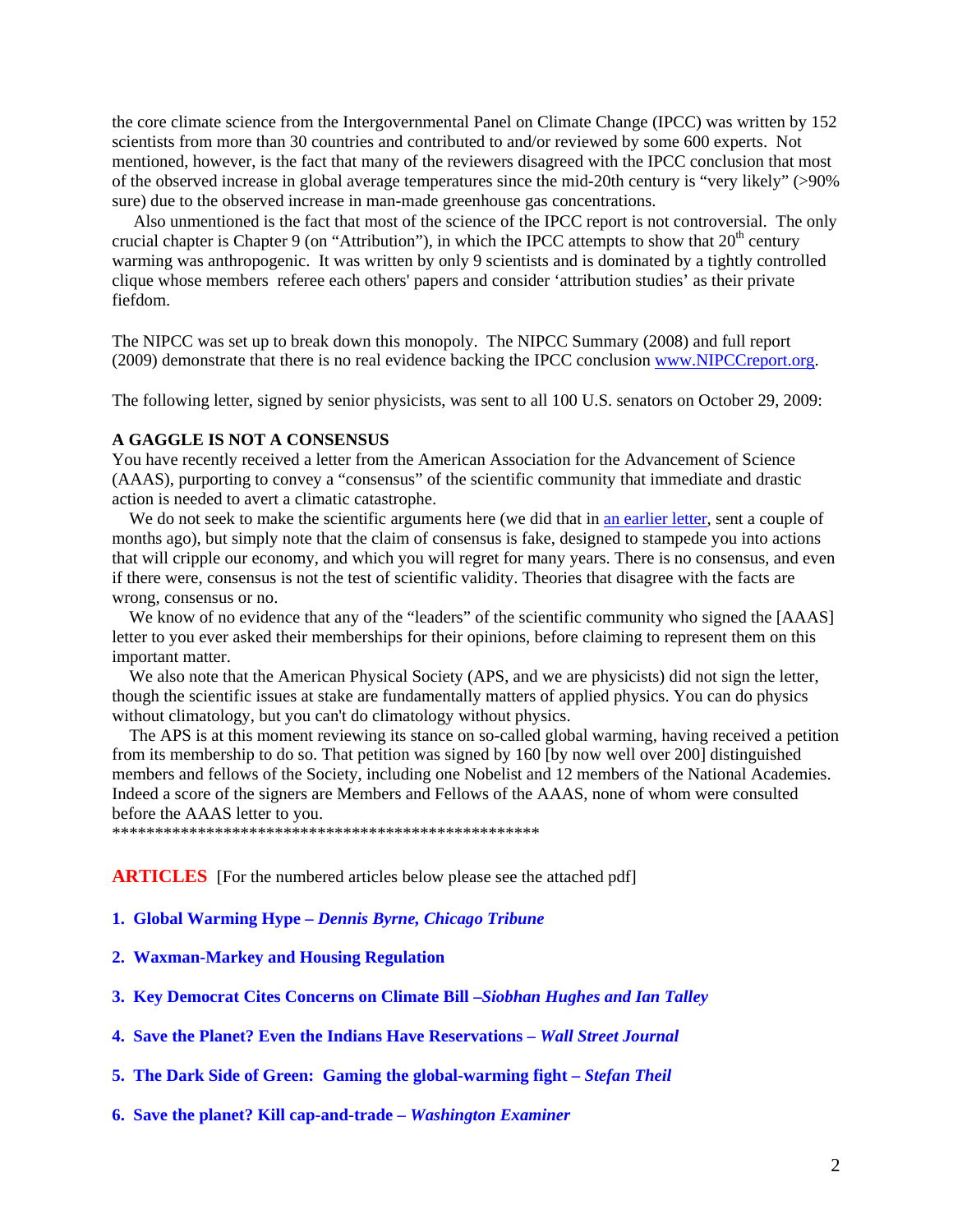the core climate science from the Intergovernmental Panel on Climate Change (IPCC) was written by 152 scientists from more than 30 countries and contributed to and/or reviewed by some 600 experts. Not mentioned, however, is the fact that many of the reviewers disagreed with the IPCC conclusion that most of the observed increase in global average temperatures since the mid-20th century is "very likely" (>90% sure) due to the observed increase in man-made greenhouse gas concentrations.

Also unmentioned is the fact that most of the science of the IPCC report is not controversial. The only crucial chapter is Chapter 9 (on "Attribution"), in which the IPCC attempts to show that 20th century warming was anthropogenic. It was written by only 9 scientists and is dominated by a tightly controlled clique whose members referee each others' papers and consider 'attribution studies' as their private fiefdom.

The NIPCC was set up to break down this monopoly. The NIPCC Summary (2008) and full report (2009) demonstrate that there is no real evidence backing the IPCC conclusion www.NIPCCreport.org.

The following letter, signed by senior physicists, was sent to all 100 U.S. senators on October 29, 2009:

**A GAGGLE IS NOT A CONSENSUS**

You have recently received a letter from the American Association for the Advancement of Science (AAAS), purporting to convey a "consensus" of the scientific community that immediate and drastic action is needed to avert a climatic catastrophe.

We do not seek to make the scientific arguments here (we did that in an earlier letter, sent a couple of months ago), but simply note that the claim of consensus is fake, designed to stampede you into actions that will cripple our economy, and which you will regret for many years. There is no consensus, and even if there were, consensus is not the test of scientific validity. Theories that disagree with the facts are wrong, consensus or no.

We know of no evidence that any of the "leaders" of the scientific community who signed the [AAAS] letter to you ever asked their memberships for their opinions, before claiming to represent them on this important matter.

We also note that the American Physical Society (APS, and we are physicists) did not sign the letter, though the scientific issues at stake are fundamentally matters of applied physics. You can do physics without climatology, but you can't do climatology without physics.

The APS is at this moment reviewing its stance on so-called global warming, having received a petition from its membership to do so. That petition was signed by 160 [by now well over 200] distinguished members and fellows of the Society, including one Nobelist and 12 members of the National Academies. Indeed a score of the signers are Members and Fellows of the AAAS, none of whom were consulted before the AAAS letter to you.

***************************************************

**ARTICLES** [For the numbered articles below please see the attached pdf]

1. **Global Warming Hype – *Dennis Byrne, Chicago Tribune***
2. **Waxman-Markey and Housing Regulation**
3. **Key Democrat Cites Concerns on Climate Bill –*Siobhan Hughes and Ian Talley***
4. **Save the Planet? Even the Indians Have Reservations – *Wall Street Journal***
5. **The Dark Side of Green: Gaming the global-warming fight – *Stefan Theil***
6. **Save the planet? Kill cap-and-trade – *Washington Examiner***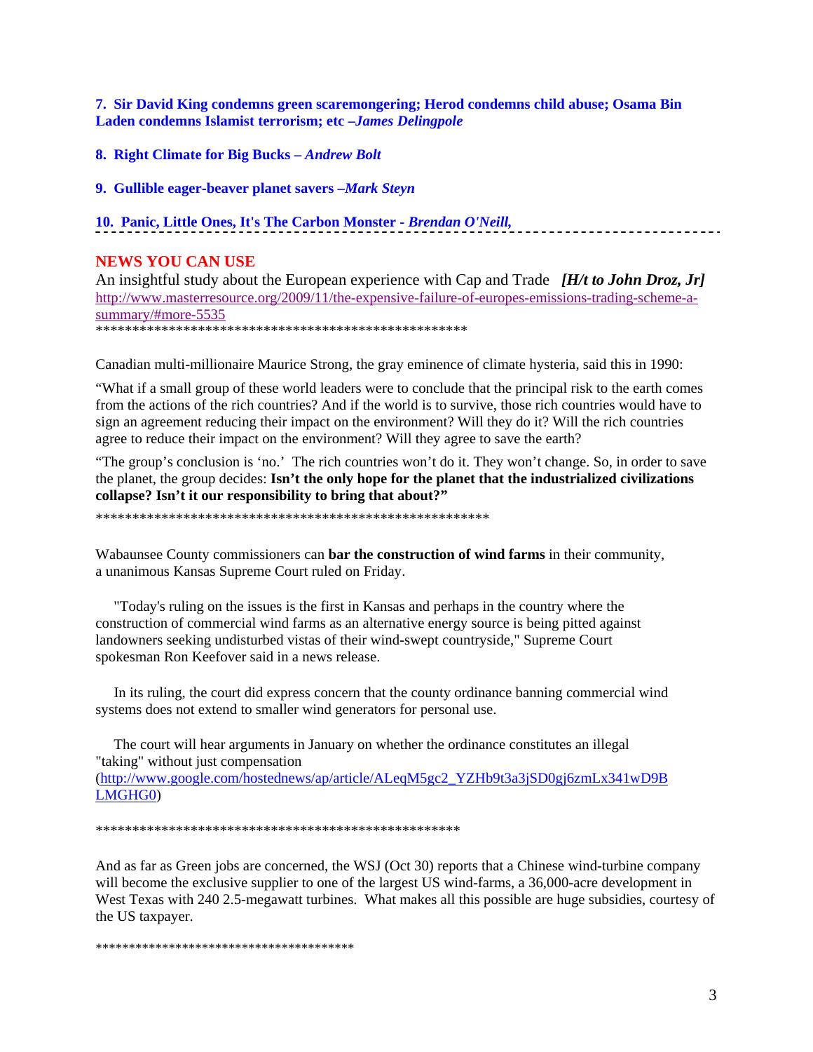**7. Sir David King condemns green scaremongering; Herod condemns child abuse; Osama Bin Laden condemns Islamist terrorism; etc –*James Delingpole***

**8. Right Climate for Big Bucks – *Andrew Bolt***

**9. Gullible eager-beaver planet savers –*Mark Steyn***

**10. Panic, Little Ones, It's The Carbon Monster - *Brendan O'Neill,***

---

## NEWS YOU CAN USE

An insightful study about the European experience with Cap and Trade ***[H/t to John Droz, Jr]***
http://www.masterresource.org/2009/11/the-expensive-failure-of-europes-emissions-trading-scheme-a-summary/#more-5535

*****************************************************

Canadian multi-millionaire Maurice Strong, the gray eminence of climate hysteria, said this in 1990:

"What if a small group of these world leaders were to conclude that the principal risk to the earth comes from the actions of the rich countries? And if the world is to survive, those rich countries would have to sign an agreement reducing their impact on the environment? Will they do it? Will the rich countries agree to reduce their impact on the environment? Will they agree to save the earth?

"The group's conclusion is 'no.' The rich countries won't do it. They won't change. So, in order to save the planet, the group decides: **Isn't the only hope for the planet that the industrialized civilizations collapse? Isn't it our responsibility to bring that about?"**

*******************************************************

Wabaunsee County commissioners can **bar the construction of wind farms** in their community, a unanimous Kansas Supreme Court ruled on Friday.

"Today's ruling on the issues is the first in Kansas and perhaps in the country where the construction of commercial wind farms as an alternative energy source is being pitted against landowners seeking undisturbed vistas of their wind-swept countryside," Supreme Court spokesman Ron Keefover said in a news release.

In its ruling, the court did express concern that the county ordinance banning commercial wind systems does not extend to smaller wind generators for personal use.

The court will hear arguments in January on whether the ordinance constitutes an illegal "taking" without just compensation (http://www.google.com/hostednews/ap/article/ALeqM5gc2_YZHb9t3a3jSD0gj6zmLx341wD9BLMGHG0)

*****************************************************

And as far as Green jobs are concerned, the WSJ (Oct 30) reports that a Chinese wind-turbine company will become the exclusive supplier to one of the largest US wind-farms, a 36,000-acre development in West Texas with 240 2.5-megawatt turbines. What makes all this possible are huge subsidies, courtesy of the US taxpayer.

***************************************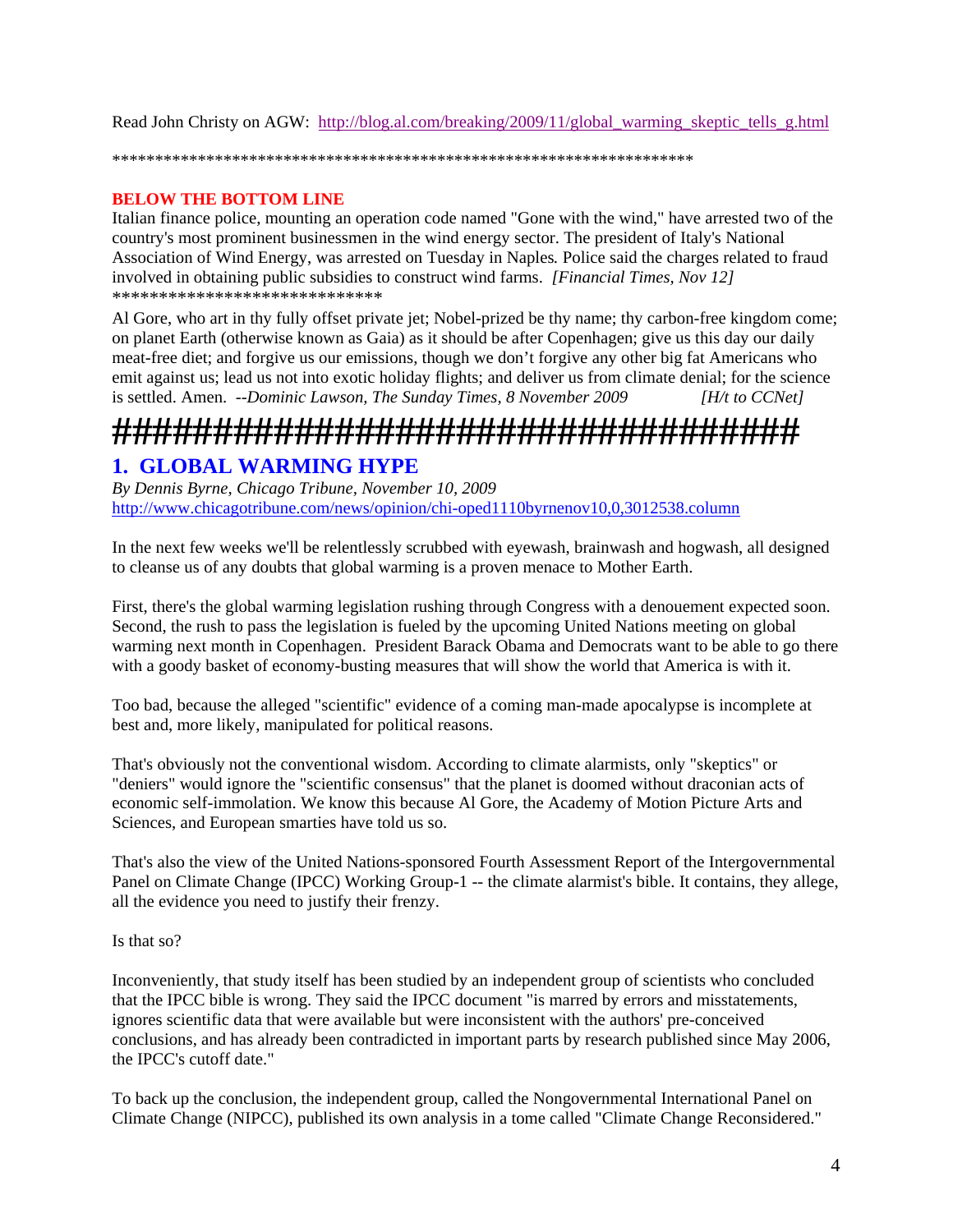Read John Christy on AGW: http://blog.al.com/breaking/2009/11/global_warming_skeptic_tells_g.html

*********************************************************************

**BELOW THE BOTTOM LINE**

Italian finance police, mounting an operation code named "Gone with the wind," have arrested two of the country's most prominent businessmen in the wind energy sector. The president of Italy's National Association of Wind Energy, was arrested on Tuesday in Naples. Police said the charges related to fraud involved in obtaining public subsidies to construct wind farms. *[Financial Times, Nov 12]*

*****************************

Al Gore, who art in thy fully offset private jet; Nobel-prized be thy name; thy carbon-free kingdom come; on planet Earth (otherwise known as Gaia) as it should be after Copenhagen; give us this day our daily meat-free diet; and forgive us our emissions, though we don't forgive any other big fat Americans who emit against us; lead us not into exotic holiday flights; and deliver us from climate denial; for the science is settled. Amen. *--Dominic Lawson, The Sunday Times, 8 November 2009* *[H/t to CCNet]*

**###################################**

## 1. GLOBAL WARMING HYPE

*By Dennis Byrne, Chicago Tribune, November 10, 2009*
http://www.chicagotribune.com/news/opinion/chi-oped1110byrnenov10,0,3012538.column

In the next few weeks we'll be relentlessly scrubbed with eyewash, brainwash and hogwash, all designed to cleanse us of any doubts that global warming is a proven menace to Mother Earth.

First, there's the global warming legislation rushing through Congress with a denouement expected soon. Second, the rush to pass the legislation is fueled by the upcoming United Nations meeting on global warming next month in Copenhagen. President Barack Obama and Democrats want to be able to go there with a goody basket of economy-busting measures that will show the world that America is with it.

Too bad, because the alleged "scientific" evidence of a coming man-made apocalypse is incomplete at best and, more likely, manipulated for political reasons.

That's obviously not the conventional wisdom. According to climate alarmists, only "skeptics" or "deniers" would ignore the "scientific consensus" that the planet is doomed without draconian acts of economic self-immolation. We know this because Al Gore, the Academy of Motion Picture Arts and Sciences, and European smarties have told us so.

That's also the view of the United Nations-sponsored Fourth Assessment Report of the Intergovernmental Panel on Climate Change (IPCC) Working Group-1 -- the climate alarmist's bible. It contains, they allege, all the evidence you need to justify their frenzy.

Is that so?

Inconveniently, that study itself has been studied by an independent group of scientists who concluded that the IPCC bible is wrong. They said the IPCC document "is marred by errors and misstatements, ignores scientific data that were available but were inconsistent with the authors' pre-conceived conclusions, and has already been contradicted in important parts by research published since May 2006, the IPCC's cutoff date."

To back up the conclusion, the independent group, called the Nongovernmental International Panel on Climate Change (NIPCC), published its own analysis in a tome called "Climate Change Reconsidered."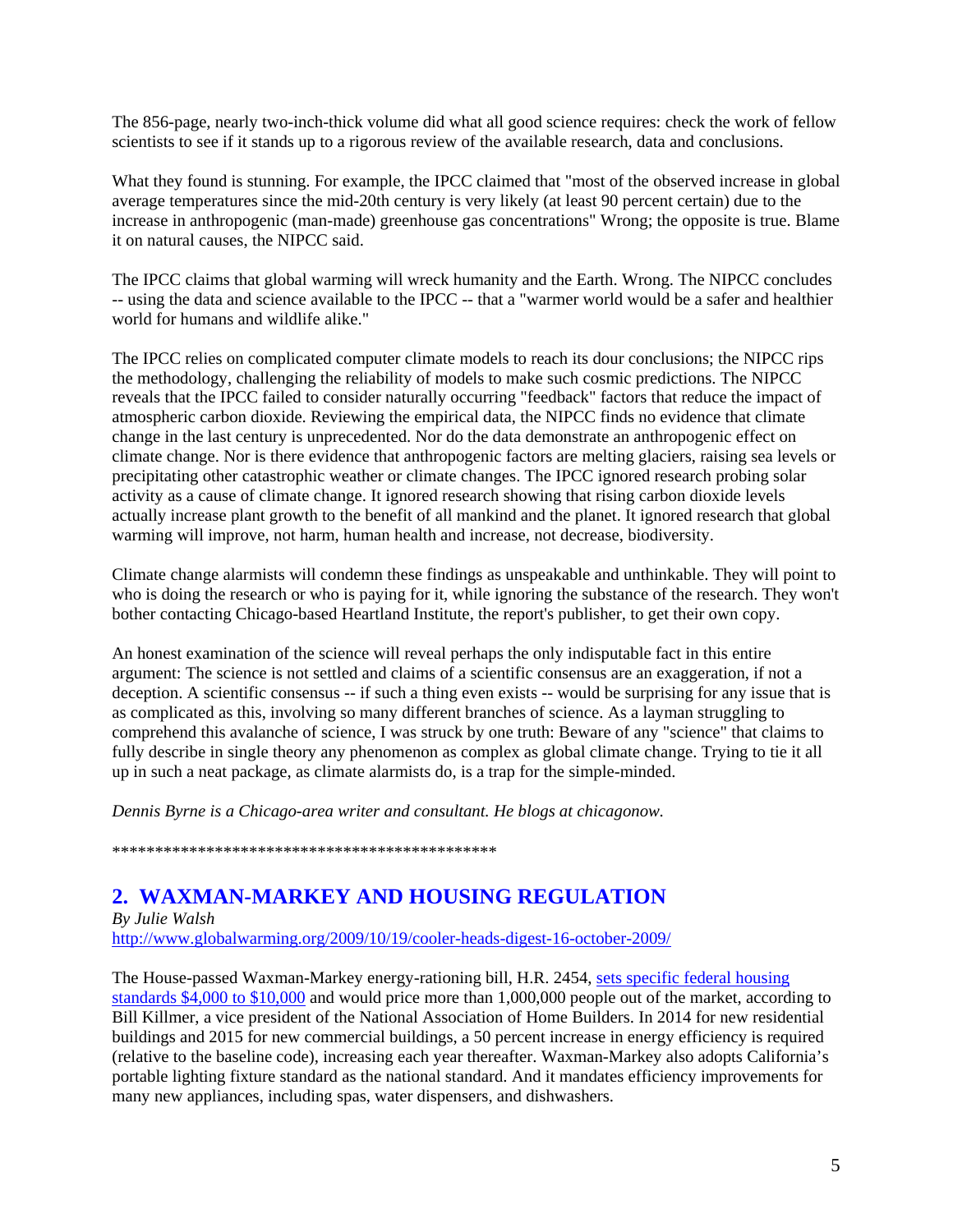The 856-page, nearly two-inch-thick volume did what all good science requires: check the work of fellow scientists to see if it stands up to a rigorous review of the available research, data and conclusions.

What they found is stunning. For example, the IPCC claimed that "most of the observed increase in global average temperatures since the mid-20th century is very likely (at least 90 percent certain) due to the increase in anthropogenic (man-made) greenhouse gas concentrations" Wrong; the opposite is true. Blame it on natural causes, the NIPCC said.

The IPCC claims that global warming will wreck humanity and the Earth. Wrong. The NIPCC concludes -- using the data and science available to the IPCC -- that a "warmer world would be a safer and healthier world for humans and wildlife alike."

The IPCC relies on complicated computer climate models to reach its dour conclusions; the NIPCC rips the methodology, challenging the reliability of models to make such cosmic predictions. The NIPCC reveals that the IPCC failed to consider naturally occurring "feedback" factors that reduce the impact of atmospheric carbon dioxide. Reviewing the empirical data, the NIPCC finds no evidence that climate change in the last century is unprecedented. Nor do the data demonstrate an anthropogenic effect on climate change. Nor is there evidence that anthropogenic factors are melting glaciers, raising sea levels or precipitating other catastrophic weather or climate changes. The IPCC ignored research probing solar activity as a cause of climate change. It ignored research showing that rising carbon dioxide levels actually increase plant growth to the benefit of all mankind and the planet. It ignored research that global warming will improve, not harm, human health and increase, not decrease, biodiversity.

Climate change alarmists will condemn these findings as unspeakable and unthinkable. They will point to who is doing the research or who is paying for it, while ignoring the substance of the research. They won't bother contacting Chicago-based Heartland Institute, the report's publisher, to get their own copy.

An honest examination of the science will reveal perhaps the only indisputable fact in this entire argument: The science is not settled and claims of a scientific consensus are an exaggeration, if not a deception. A scientific consensus -- if such a thing even exists -- would be surprising for any issue that is as complicated as this, involving so many different branches of science. As a layman struggling to comprehend this avalanche of science, I was struck by one truth: Beware of any "science" that claims to fully describe in single theory any phenomenon as complex as global climate change. Trying to tie it all up in such a neat package, as climate alarmists do, is a trap for the simple-minded.

*Dennis Byrne is a Chicago-area writer and consultant. He blogs at chicagonow.*

*********************************************

## 2. WAXMAN-MARKEY AND HOUSING REGULATION

*By Julie Walsh*
http://www.globalwarming.org/2009/10/19/cooler-heads-digest-16-october-2009/

The House-passed Waxman-Markey energy-rationing bill, H.R. 2454, sets specific federal housing standards $4,000 to $10,000 and would price more than 1,000,000 people out of the market, according to Bill Killmer, a vice president of the National Association of Home Builders. In 2014 for new residential buildings and 2015 for new commercial buildings, a 50 percent increase in energy efficiency is required (relative to the baseline code), increasing each year thereafter. Waxman-Markey also adopts California's portable lighting fixture standard as the national standard. And it mandates efficiency improvements for many new appliances, including spas, water dispensers, and dishwashers.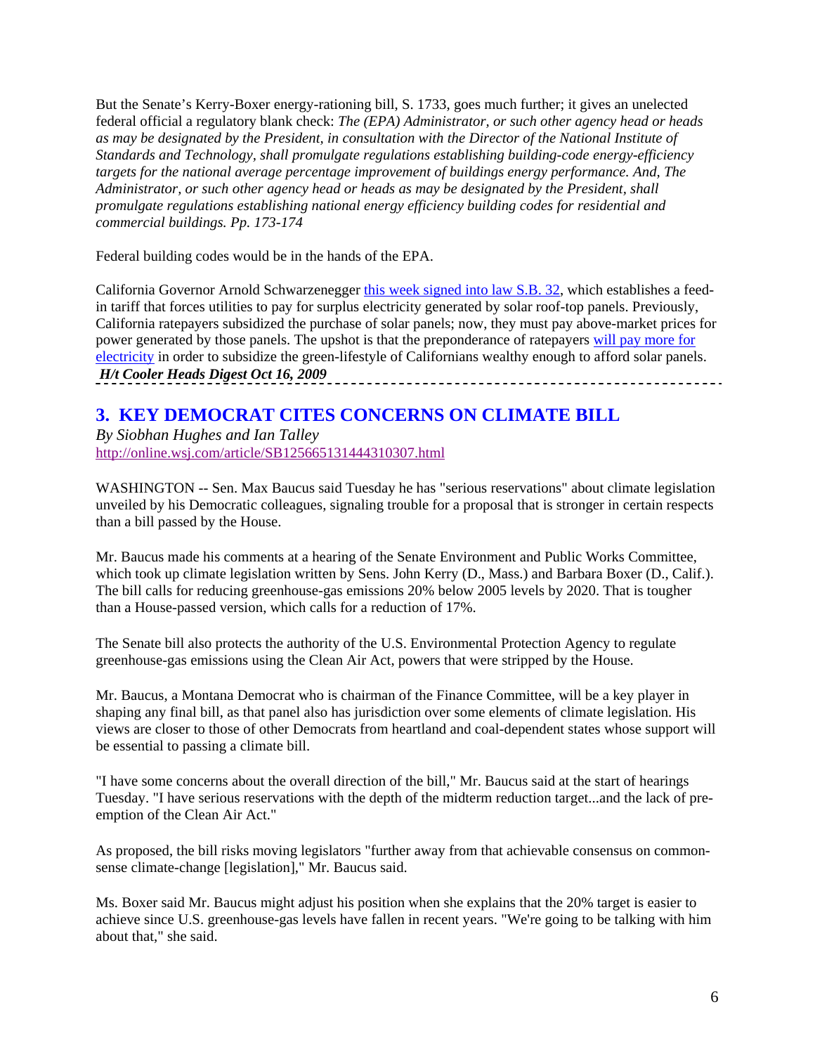But the Senate's Kerry-Boxer energy-rationing bill, S. 1733, goes much further; it gives an unelected federal official a regulatory blank check: *The (EPA) Administrator, or such other agency head or heads as may be designated by the President, in consultation with the Director of the National Institute of Standards and Technology, shall promulgate regulations establishing building-code energy-efficiency targets for the national average percentage improvement of buildings energy performance. And, The Administrator, or such other agency head or heads as may be designated by the President, shall promulgate regulations establishing national energy efficiency building codes for residential and commercial buildings. Pp. 173-174*

Federal building codes would be in the hands of the EPA.

California Governor Arnold Schwarzenegger this week signed into law S.B. 32, which establishes a feed-in tariff that forces utilities to pay for surplus electricity generated by solar roof-top panels. Previously, California ratepayers subsidized the purchase of solar panels; now, they must pay above-market prices for power generated by those panels. The upshot is that the preponderance of ratepayers will pay more for electricity in order to subsidize the green-lifestyle of Californians wealthy enough to afford solar panels.
***H/t Cooler Heads Digest Oct 16, 2009***

---

## 3. KEY DEMOCRAT CITES CONCERNS ON CLIMATE BILL

*By Siobhan Hughes and Ian Talley*
http://online.wsj.com/article/SB125665131444310307.html

WASHINGTON -- Sen. Max Baucus said Tuesday he has "serious reservations" about climate legislation unveiled by his Democratic colleagues, signaling trouble for a proposal that is stronger in certain respects than a bill passed by the House.

Mr. Baucus made his comments at a hearing of the Senate Environment and Public Works Committee, which took up climate legislation written by Sens. John Kerry (D., Mass.) and Barbara Boxer (D., Calif.). The bill calls for reducing greenhouse-gas emissions 20% below 2005 levels by 2020. That is tougher than a House-passed version, which calls for a reduction of 17%.

The Senate bill also protects the authority of the U.S. Environmental Protection Agency to regulate greenhouse-gas emissions using the Clean Air Act, powers that were stripped by the House.

Mr. Baucus, a Montana Democrat who is chairman of the Finance Committee, will be a key player in shaping any final bill, as that panel also has jurisdiction over some elements of climate legislation. His views are closer to those of other Democrats from heartland and coal-dependent states whose support will be essential to passing a climate bill.

"I have some concerns about the overall direction of the bill," Mr. Baucus said at the start of hearings Tuesday. "I have serious reservations with the depth of the midterm reduction target...and the lack of pre-emption of the Clean Air Act."

As proposed, the bill risks moving legislators "further away from that achievable consensus on common-sense climate-change [legislation]," Mr. Baucus said.

Ms. Boxer said Mr. Baucus might adjust his position when she explains that the 20% target is easier to achieve since U.S. greenhouse-gas levels have fallen in recent years. "We're going to be talking with him about that," she said.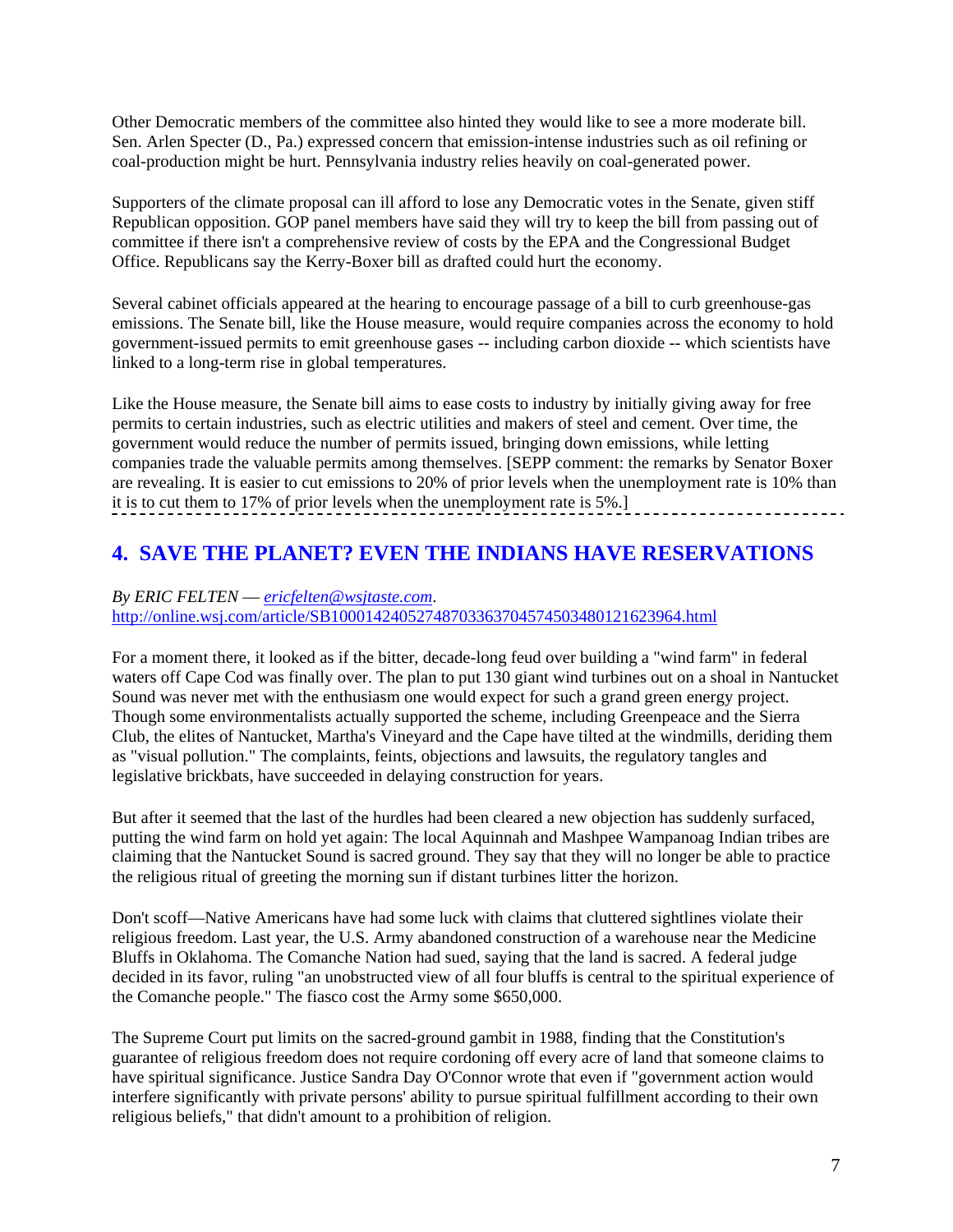Other Democratic members of the committee also hinted they would like to see a more moderate bill. Sen. Arlen Specter (D., Pa.) expressed concern that emission-intense industries such as oil refining or coal-production might be hurt. Pennsylvania industry relies heavily on coal-generated power.

Supporters of the climate proposal can ill afford to lose any Democratic votes in the Senate, given stiff Republican opposition. GOP panel members have said they will try to keep the bill from passing out of committee if there isn't a comprehensive review of costs by the EPA and the Congressional Budget Office. Republicans say the Kerry-Boxer bill as drafted could hurt the economy.

Several cabinet officials appeared at the hearing to encourage passage of a bill to curb greenhouse-gas emissions. The Senate bill, like the House measure, would require companies across the economy to hold government-issued permits to emit greenhouse gases -- including carbon dioxide -- which scientists have linked to a long-term rise in global temperatures.

Like the House measure, the Senate bill aims to ease costs to industry by initially giving away for free permits to certain industries, such as electric utilities and makers of steel and cement. Over time, the government would reduce the number of permits issued, bringing down emissions, while letting companies trade the valuable permits among themselves. [SEPP comment: the remarks by Senator Boxer are revealing. It is easier to cut emissions to 20% of prior levels when the unemployment rate is 10% than it is to cut them to 17% of prior levels when the unemployment rate is 5%.]

---

## 4. SAVE THE PLANET? EVEN THE INDIANS HAVE RESERVATIONS

*By ERIC FELTEN — ericfelten@wsjtaste.com.*
http://online.wsj.com/article/SB10001424052748703363704574503480121623964.html

For a moment there, it looked as if the bitter, decade-long feud over building a "wind farm" in federal waters off Cape Cod was finally over. The plan to put 130 giant wind turbines out on a shoal in Nantucket Sound was never met with the enthusiasm one would expect for such a grand green energy project. Though some environmentalists actually supported the scheme, including Greenpeace and the Sierra Club, the elites of Nantucket, Martha's Vineyard and the Cape have tilted at the windmills, deriding them as "visual pollution." The complaints, feints, objections and lawsuits, the regulatory tangles and legislative brickbats, have succeeded in delaying construction for years.

But after it seemed that the last of the hurdles had been cleared a new objection has suddenly surfaced, putting the wind farm on hold yet again: The local Aquinnah and Mashpee Wampanoag Indian tribes are claiming that the Nantucket Sound is sacred ground. They say that they will no longer be able to practice the religious ritual of greeting the morning sun if distant turbines litter the horizon.

Don't scoff—Native Americans have had some luck with claims that cluttered sightlines violate their religious freedom. Last year, the U.S. Army abandoned construction of a warehouse near the Medicine Bluffs in Oklahoma. The Comanche Nation had sued, saying that the land is sacred. A federal judge decided in its favor, ruling "an unobstructed view of all four bluffs is central to the spiritual experience of the Comanche people." The fiasco cost the Army some $650,000.

The Supreme Court put limits on the sacred-ground gambit in 1988, finding that the Constitution's guarantee of religious freedom does not require cordoning off every acre of land that someone claims to have spiritual significance. Justice Sandra Day O'Connor wrote that even if "government action would interfere significantly with private persons' ability to pursue spiritual fulfillment according to their own religious beliefs," that didn't amount to a prohibition of religion.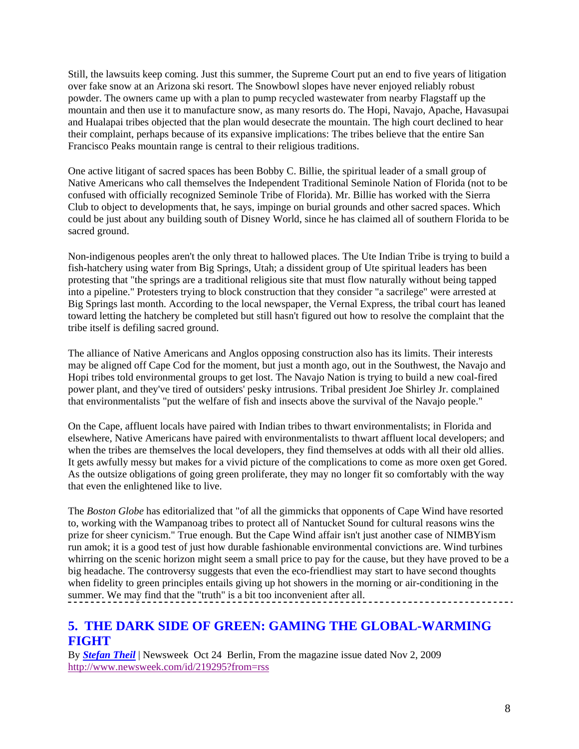Still, the lawsuits keep coming. Just this summer, the Supreme Court put an end to five years of litigation over fake snow at an Arizona ski resort. The Snowbowl slopes have never enjoyed reliably robust powder. The owners came up with a plan to pump recycled wastewater from nearby Flagstaff up the mountain and then use it to manufacture snow, as many resorts do. The Hopi, Navajo, Apache, Havasupai and Hualapai tribes objected that the plan would desecrate the mountain. The high court declined to hear their complaint, perhaps because of its expansive implications: The tribes believe that the entire San Francisco Peaks mountain range is central to their religious traditions.

One active litigant of sacred spaces has been Bobby C. Billie, the spiritual leader of a small group of Native Americans who call themselves the Independent Traditional Seminole Nation of Florida (not to be confused with officially recognized Seminole Tribe of Florida). Mr. Billie has worked with the Sierra Club to object to developments that, he says, impinge on burial grounds and other sacred spaces. Which could be just about any building south of Disney World, since he has claimed all of southern Florida to be sacred ground.

Non-indigenous peoples aren't the only threat to hallowed places. The Ute Indian Tribe is trying to build a fish-hatchery using water from Big Springs, Utah; a dissident group of Ute spiritual leaders has been protesting that "the springs are a traditional religious site that must flow naturally without being tapped into a pipeline." Protesters trying to block construction that they consider "a sacrilege" were arrested at Big Springs last month. According to the local newspaper, the Vernal Express, the tribal court has leaned toward letting the hatchery be completed but still hasn't figured out how to resolve the complaint that the tribe itself is defiling sacred ground.

The alliance of Native Americans and Anglos opposing construction also has its limits. Their interests may be aligned off Cape Cod for the moment, but just a month ago, out in the Southwest, the Navajo and Hopi tribes told environmental groups to get lost. The Navajo Nation is trying to build a new coal-fired power plant, and they've tired of outsiders' pesky intrusions. Tribal president Joe Shirley Jr. complained that environmentalists "put the welfare of fish and insects above the survival of the Navajo people."

On the Cape, affluent locals have paired with Indian tribes to thwart environmentalists; in Florida and elsewhere, Native Americans have paired with environmentalists to thwart affluent local developers; and when the tribes are themselves the local developers, they find themselves at odds with all their old allies. It gets awfully messy but makes for a vivid picture of the complications to come as more oxen get Gored. As the outsize obligations of going green proliferate, they may no longer fit so comfortably with the way that even the enlightened like to live.

The *Boston Globe* has editorialized that "of all the gimmicks that opponents of Cape Wind have resorted to, working with the Wampanoag tribes to protect all of Nantucket Sound for cultural reasons wins the prize for sheer cynicism." True enough. But the Cape Wind affair isn't just another case of NIMBYism run amok; it is a good test of just how durable fashionable environmental convictions are. Wind turbines whirring on the scenic horizon might seem a small price to pay for the cause, but they have proved to be a big headache. The controversy suggests that even the eco-friendliest may start to have second thoughts when fidelity to green principles entails giving up hot showers in the morning or air-conditioning in the summer. We may find that the "truth" is a bit too inconvenient after all.

---

## 5. THE DARK SIDE OF GREEN: GAMING THE GLOBAL-WARMING FIGHT

By ***Stefan Theil*** | Newsweek Oct 24 Berlin, From the magazine issue dated Nov 2, 2009
http://www.newsweek.com/id/219295?from=rss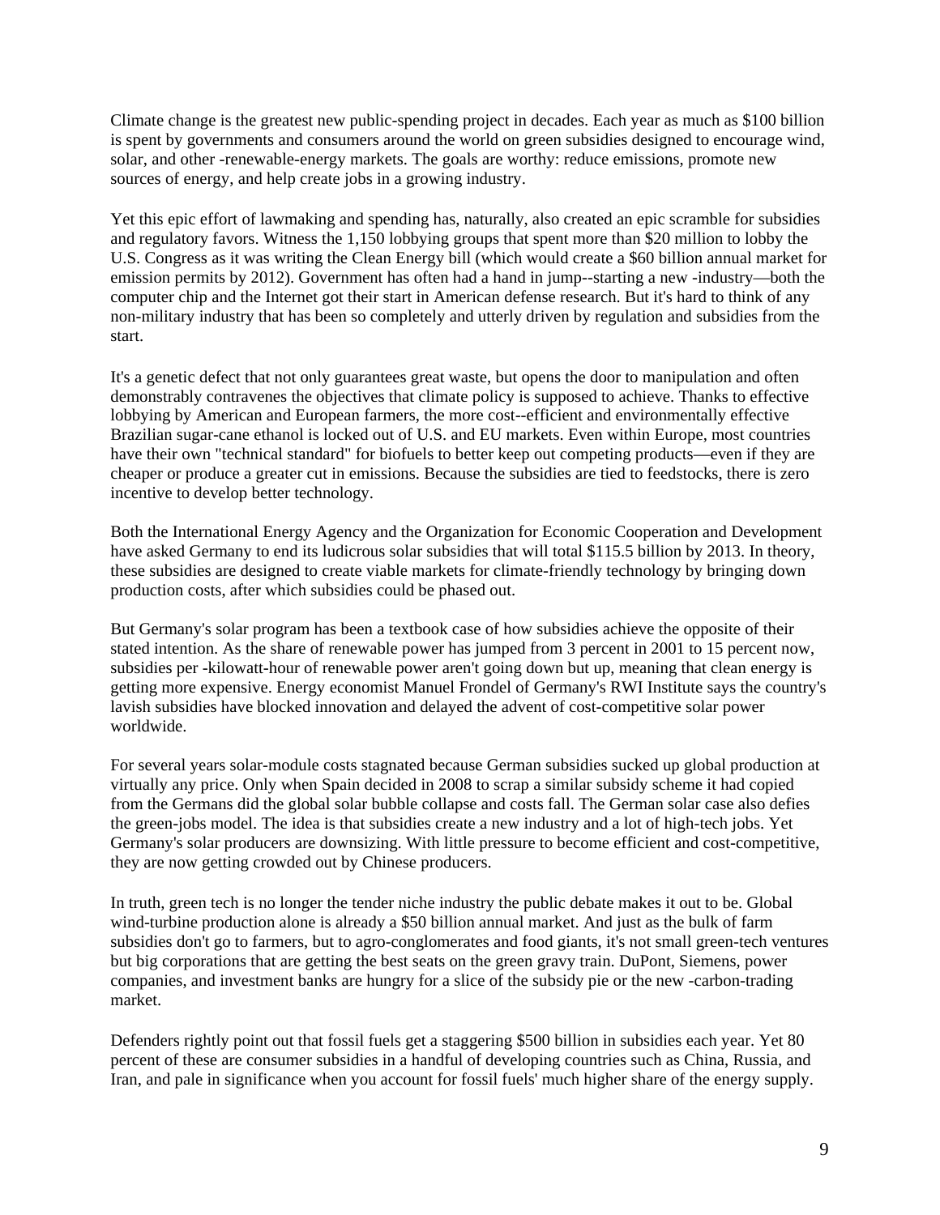Climate change is the greatest new public-spending project in decades. Each year as much as $100 billion is spent by governments and consumers around the world on green subsidies designed to encourage wind, solar, and other -renewable-energy markets. The goals are worthy: reduce emissions, promote new sources of energy, and help create jobs in a growing industry.

Yet this epic effort of lawmaking and spending has, naturally, also created an epic scramble for subsidies and regulatory favors. Witness the 1,150 lobbying groups that spent more than $20 million to lobby the U.S. Congress as it was writing the Clean Energy bill (which would create a $60 billion annual market for emission permits by 2012). Government has often had a hand in jump--starting a new -industry—both the computer chip and the Internet got their start in American defense research. But it's hard to think of any non-military industry that has been so completely and utterly driven by regulation and subsidies from the start.

It's a genetic defect that not only guarantees great waste, but opens the door to manipulation and often demonstrably contravenes the objectives that climate policy is supposed to achieve. Thanks to effective lobbying by American and European farmers, the more cost--efficient and environmentally effective Brazilian sugar-cane ethanol is locked out of U.S. and EU markets. Even within Europe, most countries have their own "technical standard" for biofuels to better keep out competing products—even if they are cheaper or produce a greater cut in emissions. Because the subsidies are tied to feedstocks, there is zero incentive to develop better technology.

Both the International Energy Agency and the Organization for Economic Cooperation and Development have asked Germany to end its ludicrous solar subsidies that will total $115.5 billion by 2013. In theory, these subsidies are designed to create viable markets for climate-friendly technology by bringing down production costs, after which subsidies could be phased out.

But Germany's solar program has been a textbook case of how subsidies achieve the opposite of their stated intention. As the share of renewable power has jumped from 3 percent in 2001 to 15 percent now, subsidies per -kilowatt-hour of renewable power aren't going down but up, meaning that clean energy is getting more expensive. Energy economist Manuel Frondel of Germany's RWI Institute says the country's lavish subsidies have blocked innovation and delayed the advent of cost-competitive solar power worldwide.

For several years solar-module costs stagnated because German subsidies sucked up global production at virtually any price. Only when Spain decided in 2008 to scrap a similar subsidy scheme it had copied from the Germans did the global solar bubble collapse and costs fall. The German solar case also defies the green-jobs model. The idea is that subsidies create a new industry and a lot of high-tech jobs. Yet Germany's solar producers are downsizing. With little pressure to become efficient and cost-competitive, they are now getting crowded out by Chinese producers.

In truth, green tech is no longer the tender niche industry the public debate makes it out to be. Global wind-turbine production alone is already a $50 billion annual market. And just as the bulk of farm subsidies don't go to farmers, but to agro-conglomerates and food giants, it's not small green-tech ventures but big corporations that are getting the best seats on the green gravy train. DuPont, Siemens, power companies, and investment banks are hungry for a slice of the subsidy pie or the new -carbon-trading market.

Defenders rightly point out that fossil fuels get a staggering $500 billion in subsidies each year. Yet 80 percent of these are consumer subsidies in a handful of developing countries such as China, Russia, and Iran, and pale in significance when you account for fossil fuels' much higher share of the energy supply.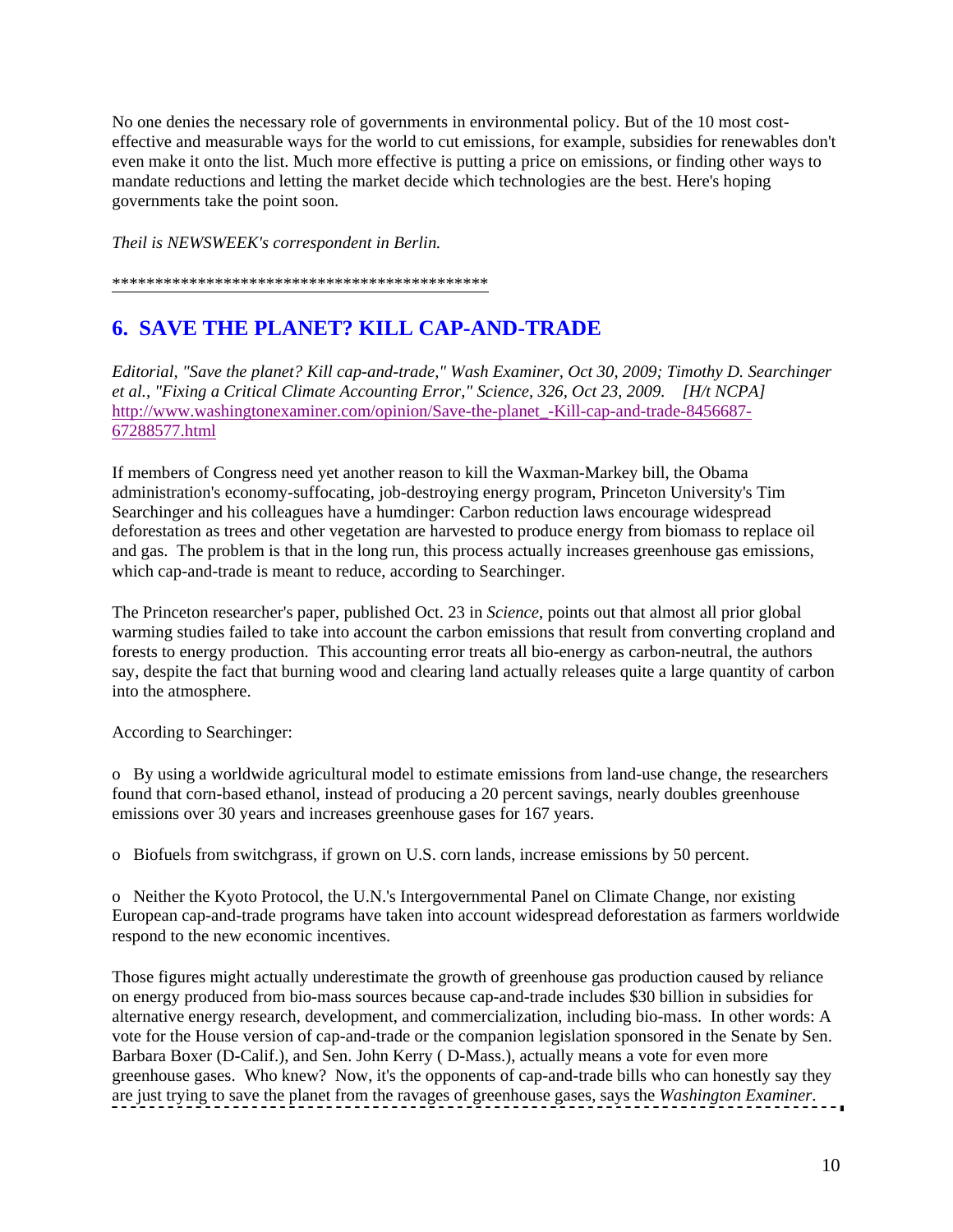No one denies the necessary role of governments in environmental policy. But of the 10 most cost-effective and measurable ways for the world to cut emissions, for example, subsidies for renewables don't even make it onto the list. Much more effective is putting a price on emissions, or finding other ways to mandate reductions and letting the market decide which technologies are the best. Here's hoping governments take the point soon.

*Theil is NEWSWEEK's correspondent in Berlin.*

********************************************

## 6. SAVE THE PLANET? KILL CAP-AND-TRADE

*Editorial, "Save the planet? Kill cap-and-trade," Wash Examiner, Oct 30, 2009; Timothy D. Searchinger et al., "Fixing a Critical Climate Accounting Error," Science, 326, Oct 23, 2009. [H/t NCPA]*
http://www.washingtonexaminer.com/opinion/Save-the-planet_-Kill-cap-and-trade-8456687-67288577.html

If members of Congress need yet another reason to kill the Waxman-Markey bill, the Obama administration's economy-suffocating, job-destroying energy program, Princeton University's Tim Searchinger and his colleagues have a humdinger: Carbon reduction laws encourage widespread deforestation as trees and other vegetation are harvested to produce energy from biomass to replace oil and gas. The problem is that in the long run, this process actually increases greenhouse gas emissions, which cap-and-trade is meant to reduce, according to Searchinger.

The Princeton researcher's paper, published Oct. 23 in *Science*, points out that almost all prior global warming studies failed to take into account the carbon emissions that result from converting cropland and forests to energy production. This accounting error treats all bio-energy as carbon-neutral, the authors say, despite the fact that burning wood and clearing land actually releases quite a large quantity of carbon into the atmosphere.

According to Searchinger:

- By using a worldwide agricultural model to estimate emissions from land-use change, the researchers found that corn-based ethanol, instead of producing a 20 percent savings, nearly doubles greenhouse emissions over 30 years and increases greenhouse gases for 167 years.

- Biofuels from switchgrass, if grown on U.S. corn lands, increase emissions by 50 percent.

- Neither the Kyoto Protocol, the U.N.'s Intergovernmental Panel on Climate Change, nor existing European cap-and-trade programs have taken into account widespread deforestation as farmers worldwide respond to the new economic incentives.

Those figures might actually underestimate the growth of greenhouse gas production caused by reliance on energy produced from bio-mass sources because cap-and-trade includes $30 billion in subsidies for alternative energy research, development, and commercialization, including bio-mass. In other words: A vote for the House version of cap-and-trade or the companion legislation sponsored in the Senate by Sen. Barbara Boxer (D-Calif.), and Sen. John Kerry ( D-Mass.), actually means a vote for even more greenhouse gases. Who knew? Now, it's the opponents of cap-and-trade bills who can honestly say they are just trying to save the planet from the ravages of greenhouse gases, says the *Washington Examiner*.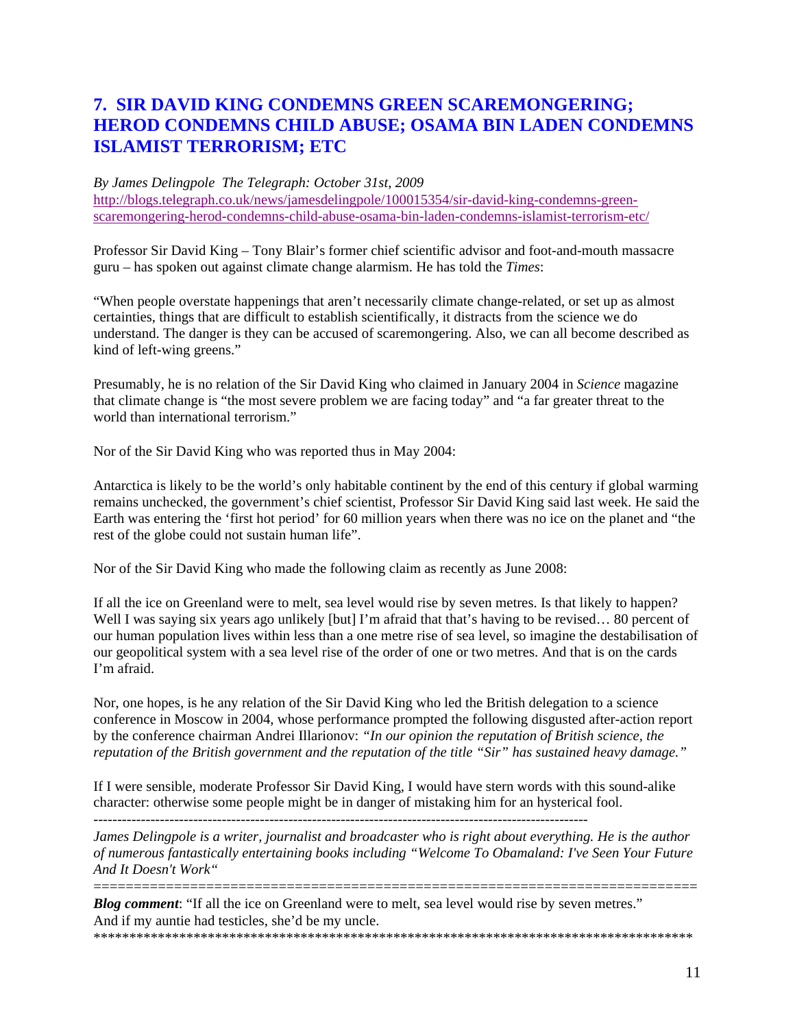## 7. SIR DAVID KING CONDEMNS GREEN SCAREMONGERING; HEROD CONDEMNS CHILD ABUSE; OSAMA BIN LADEN CONDEMNS ISLAMIST TERRORISM; ETC

*By James Delingpole The Telegraph: October 31st, 2009*
http://blogs.telegraph.co.uk/news/jamesdelingpole/100015354/sir-david-king-condemns-green-scaremongering-herod-condemns-child-abuse-osama-bin-laden-condemns-islamist-terrorism-etc/

Professor Sir David King – Tony Blair's former chief scientific advisor and foot-and-mouth massacre guru – has spoken out against climate change alarmism. He has told the *Times*:

"When people overstate happenings that aren't necessarily climate change-related, or set up as almost certainties, things that are difficult to establish scientifically, it distracts from the science we do understand. The danger is they can be accused of scaremongering. Also, we can all become described as kind of left-wing greens."

Presumably, he is no relation of the Sir David King who claimed in January 2004 in *Science* magazine that climate change is "the most severe problem we are facing today" and "a far greater threat to the world than international terrorism."

Nor of the Sir David King who was reported thus in May 2004:

Antarctica is likely to be the world's only habitable continent by the end of this century if global warming remains unchecked, the government's chief scientist, Professor Sir David King said last week. He said the Earth was entering the 'first hot period' for 60 million years when there was no ice on the planet and "the rest of the globe could not sustain human life".

Nor of the Sir David King who made the following claim as recently as June 2008:

If all the ice on Greenland were to melt, sea level would rise by seven metres. Is that likely to happen? Well I was saying six years ago unlikely [but] I'm afraid that that's having to be revised… 80 percent of our human population lives within less than a one metre rise of sea level, so imagine the destabilisation of our geopolitical system with a sea level rise of the order of one or two metres. And that is on the cards I'm afraid.

Nor, one hopes, is he any relation of the Sir David King who led the British delegation to a science conference in Moscow in 2004, whose performance prompted the following disgusted after-action report by the conference chairman Andrei Illarionov: *"In our opinion the reputation of British science, the reputation of the British government and the reputation of the title "Sir" has sustained heavy damage."*

If I were sensible, moderate Professor Sir David King, I would have stern words with this sound-alike character: otherwise some people might be in danger of mistaking him for an hysterical fool.

---

*James Delingpole is a writer, journalist and broadcaster who is right about everything. He is the author of numerous fantastically entertaining books including "Welcome To Obamaland: I've Seen Your Future And It Doesn't Work"*

---

***Blog comment***: "If all the ice on Greenland were to melt, sea level would rise by seven metres." And if my auntie had testicles, she'd be my uncle.

---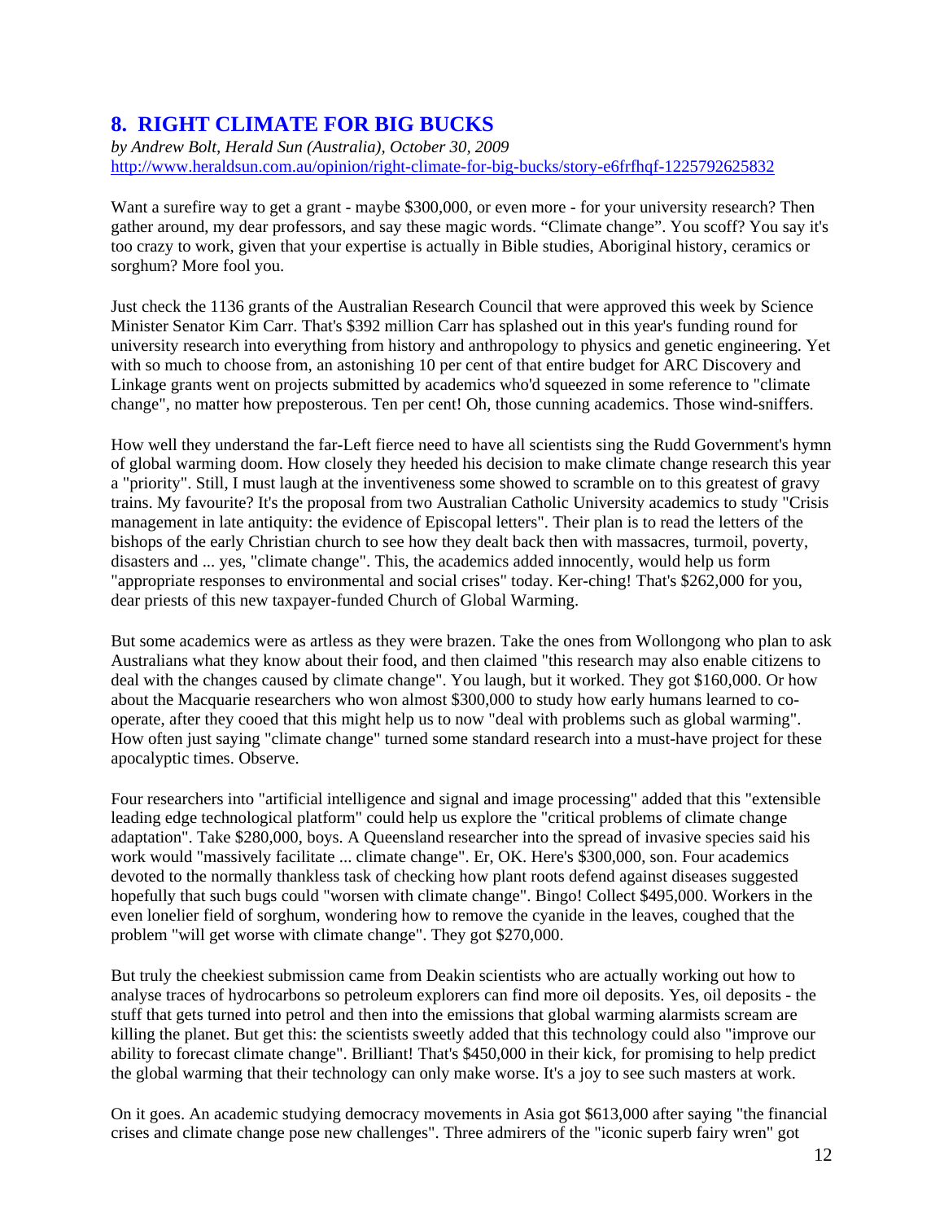## 8. RIGHT CLIMATE FOR BIG BUCKS

*by Andrew Bolt, Herald Sun (Australia), October 30, 2009*
http://www.heraldsun.com.au/opinion/right-climate-for-big-bucks/story-e6frfhqf-1225792625832

Want a surefire way to get a grant - maybe $300,000, or even more - for your university research? Then gather around, my dear professors, and say these magic words. “Climate change”. You scoff? You say it's too crazy to work, given that your expertise is actually in Bible studies, Aboriginal history, ceramics or sorghum? More fool you.

Just check the 1136 grants of the Australian Research Council that were approved this week by Science Minister Senator Kim Carr. That's $392 million Carr has splashed out in this year's funding round for university research into everything from history and anthropology to physics and genetic engineering. Yet with so much to choose from, an astonishing 10 per cent of that entire budget for ARC Discovery and Linkage grants went on projects submitted by academics who'd squeezed in some reference to "climate change", no matter how preposterous. Ten per cent! Oh, those cunning academics. Those wind-sniffers.

How well they understand the far-Left fierce need to have all scientists sing the Rudd Government's hymn of global warming doom. How closely they heeded his decision to make climate change research this year a "priority". Still, I must laugh at the inventiveness some showed to scramble on to this greatest of gravy trains. My favourite? It's the proposal from two Australian Catholic University academics to study "Crisis management in late antiquity: the evidence of Episcopal letters". Their plan is to read the letters of the bishops of the early Christian church to see how they dealt back then with massacres, turmoil, poverty, disasters and ... yes, "climate change". This, the academics added innocently, would help us form "appropriate responses to environmental and social crises" today. Ker-ching! That's $262,000 for you, dear priests of this new taxpayer-funded Church of Global Warming.

But some academics were as artless as they were brazen. Take the ones from Wollongong who plan to ask Australians what they know about their food, and then claimed "this research may also enable citizens to deal with the changes caused by climate change". You laugh, but it worked. They got $160,000. Or how about the Macquarie researchers who won almost $300,000 to study how early humans learned to co-operate, after they cooed that this might help us to now "deal with problems such as global warming". How often just saying "climate change" turned some standard research into a must-have project for these apocalyptic times. Observe.

Four researchers into "artificial intelligence and signal and image processing" added that this "extensible leading edge technological platform" could help us explore the "critical problems of climate change adaptation". Take $280,000, boys. A Queensland researcher into the spread of invasive species said his work would "massively facilitate ... climate change". Er, OK. Here's $300,000, son. Four academics devoted to the normally thankless task of checking how plant roots defend against diseases suggested hopefully that such bugs could "worsen with climate change". Bingo! Collect $495,000. Workers in the even lonelier field of sorghum, wondering how to remove the cyanide in the leaves, coughed that the problem "will get worse with climate change". They got $270,000.

But truly the cheekiest submission came from Deakin scientists who are actually working out how to analyse traces of hydrocarbons so petroleum explorers can find more oil deposits. Yes, oil deposits - the stuff that gets turned into petrol and then into the emissions that global warming alarmists scream are killing the planet. But get this: the scientists sweetly added that this technology could also "improve our ability to forecast climate change". Brilliant! That's $450,000 in their kick, for promising to help predict the global warming that their technology can only make worse. It's a joy to see such masters at work.

On it goes. An academic studying democracy movements in Asia got $613,000 after saying "the financial crises and climate change pose new challenges". Three admirers of the "iconic superb fairy wren" got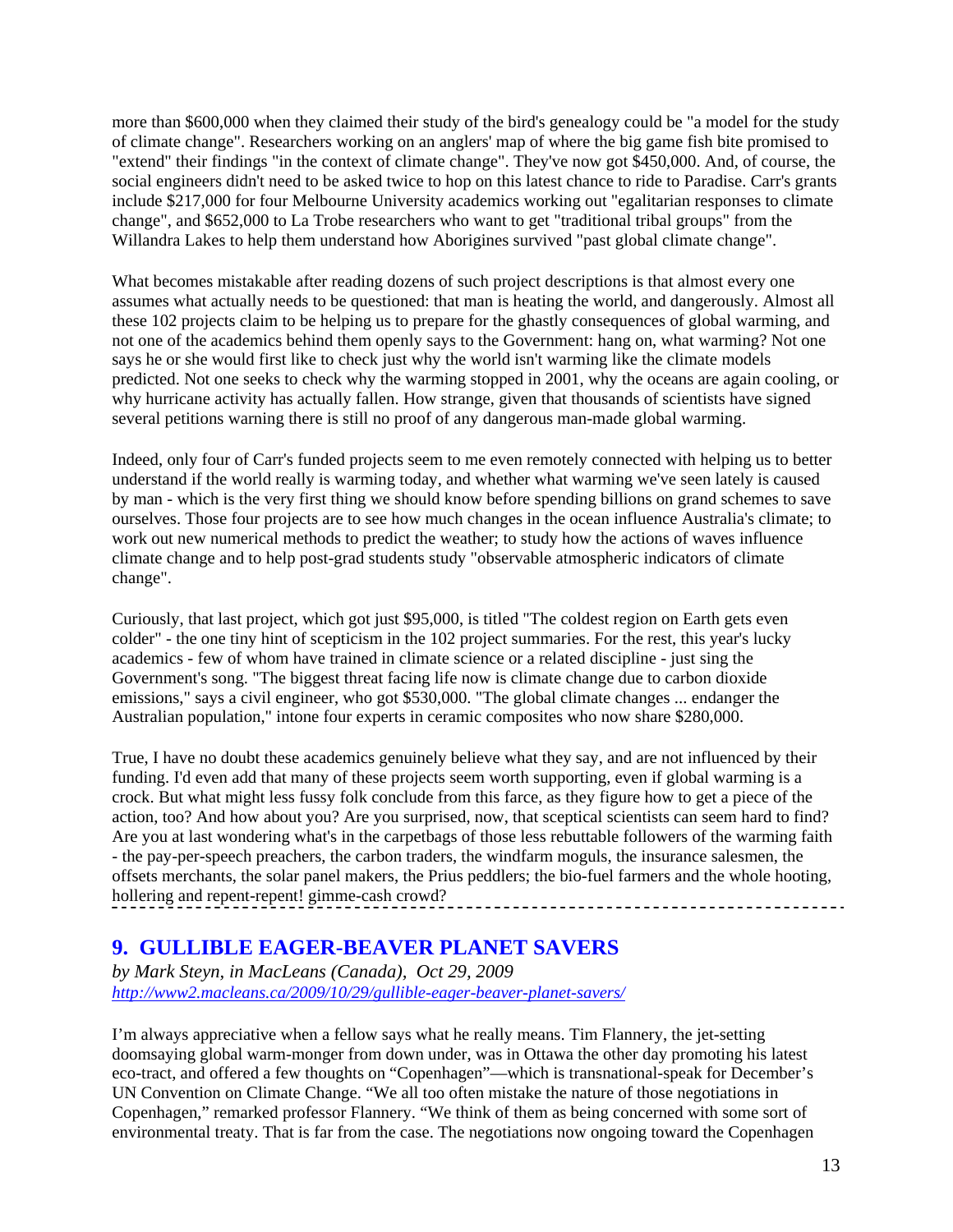more than $600,000 when they claimed their study of the bird's genealogy could be "a model for the study of climate change". Researchers working on an anglers' map of where the big game fish bite promised to "extend" their findings "in the context of climate change". They've now got $450,000. And, of course, the social engineers didn't need to be asked twice to hop on this latest chance to ride to Paradise. Carr's grants include $217,000 for four Melbourne University academics working out "egalitarian responses to climate change", and $652,000 to La Trobe researchers who want to get "traditional tribal groups" from the Willandra Lakes to help them understand how Aborigines survived "past global climate change".

What becomes mistakable after reading dozens of such project descriptions is that almost every one assumes what actually needs to be questioned: that man is heating the world, and dangerously. Almost all these 102 projects claim to be helping us to prepare for the ghastly consequences of global warming, and not one of the academics behind them openly says to the Government: hang on, what warming? Not one says he or she would first like to check just why the world isn't warming like the climate models predicted. Not one seeks to check why the warming stopped in 2001, why the oceans are again cooling, or why hurricane activity has actually fallen. How strange, given that thousands of scientists have signed several petitions warning there is still no proof of any dangerous man-made global warming.

Indeed, only four of Carr's funded projects seem to me even remotely connected with helping us to better understand if the world really is warming today, and whether what warming we've seen lately is caused by man - which is the very first thing we should know before spending billions on grand schemes to save ourselves. Those four projects are to see how much changes in the ocean influence Australia's climate; to work out new numerical methods to predict the weather; to study how the actions of waves influence climate change and to help post-grad students study "observable atmospheric indicators of climate change".

Curiously, that last project, which got just $95,000, is titled "The coldest region on Earth gets even colder" - the one tiny hint of scepticism in the 102 project summaries. For the rest, this year's lucky academics - few of whom have trained in climate science or a related discipline - just sing the Government's song. "The biggest threat facing life now is climate change due to carbon dioxide emissions," says a civil engineer, who got $530,000. "The global climate changes ... endanger the Australian population," intone four experts in ceramic composites who now share $280,000.

True, I have no doubt these academics genuinely believe what they say, and are not influenced by their funding. I'd even add that many of these projects seem worth supporting, even if global warming is a crock. But what might less fussy folk conclude from this farce, as they figure how to get a piece of the action, too? And how about you? Are you surprised, now, that sceptical scientists can seem hard to find? Are you at last wondering what's in the carpetbags of those less rebuttable followers of the warming faith - the pay-per-speech preachers, the carbon traders, the windfarm moguls, the insurance salesmen, the offsets merchants, the solar panel makers, the Prius peddlers; the bio-fuel farmers and the whole hooting, hollering and repent-repent! gimme-cash crowd?

---

## 9. GULLIBLE EAGER-BEAVER PLANET SAVERS

*by Mark Steyn, in MacLeans (Canada), Oct 29, 2009*
*http://www2.macleans.ca/2009/10/29/gullible-eager-beaver-planet-savers/*

I'm always appreciative when a fellow says what he really means. Tim Flannery, the jet-setting doomsaying global warm-monger from down under, was in Ottawa the other day promoting his latest eco-tract, and offered a few thoughts on "Copenhagen"—which is transnational-speak for December's UN Convention on Climate Change. "We all too often mistake the nature of those negotiations in Copenhagen," remarked professor Flannery. "We think of them as being concerned with some sort of environmental treaty. That is far from the case. The negotiations now ongoing toward the Copenhagen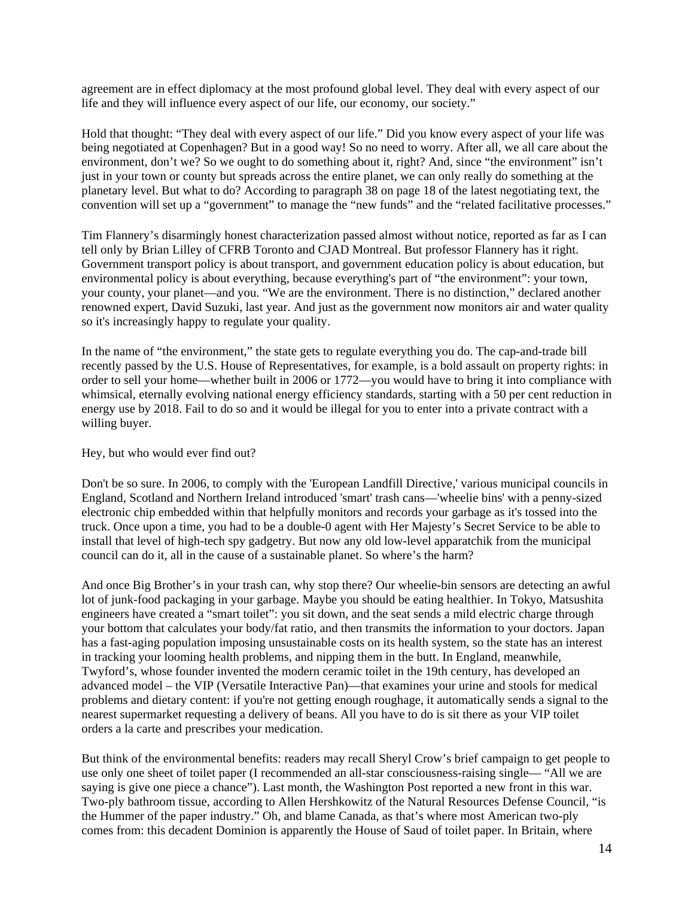agreement are in effect diplomacy at the most profound global level. They deal with every aspect of our life and they will influence every aspect of our life, our economy, our society."

Hold that thought: "They deal with every aspect of our life." Did you know every aspect of your life was being negotiated at Copenhagen? But in a good way! So no need to worry. After all, we all care about the environment, don't we? So we ought to do something about it, right? And, since "the environment" isn't just in your town or county but spreads across the entire planet, we can only really do something at the planetary level. But what to do? According to paragraph 38 on page 18 of the latest negotiating text, the convention will set up a "government" to manage the "new funds" and the "related facilitative processes."

Tim Flannery's disarmingly honest characterization passed almost without notice, reported as far as I can tell only by Brian Lilley of CFRB Toronto and CJAD Montreal. But professor Flannery has it right. Government transport policy is about transport, and government education policy is about education, but environmental policy is about everything, because everything's part of "the environment": your town, your county, your planet—and you. "We are the environment. There is no distinction," declared another renowned expert, David Suzuki, last year. And just as the government now monitors air and water quality so it's increasingly happy to regulate your quality.

In the name of "the environment," the state gets to regulate everything you do. The cap-and-trade bill recently passed by the U.S. House of Representatives, for example, is a bold assault on property rights: in order to sell your home—whether built in 2006 or 1772—you would have to bring it into compliance with whimsical, eternally evolving national energy efficiency standards, starting with a 50 per cent reduction in energy use by 2018. Fail to do so and it would be illegal for you to enter into a private contract with a willing buyer.

Hey, but who would ever find out?

Don't be so sure. In 2006, to comply with the 'European Landfill Directive,' various municipal councils in England, Scotland and Northern Ireland introduced 'smart' trash cans—'wheelie bins' with a penny-sized electronic chip embedded within that helpfully monitors and records your garbage as it's tossed into the truck. Once upon a time, you had to be a double-0 agent with Her Majesty's Secret Service to be able to install that level of high-tech spy gadgetry. But now any old low-level apparatchik from the municipal council can do it, all in the cause of a sustainable planet. So where's the harm?

And once Big Brother's in your trash can, why stop there? Our wheelie-bin sensors are detecting an awful lot of junk-food packaging in your garbage. Maybe you should be eating healthier. In Tokyo, Matsushita engineers have created a "smart toilet": you sit down, and the seat sends a mild electric charge through your bottom that calculates your body/fat ratio, and then transmits the information to your doctors. Japan has a fast-aging population imposing unsustainable costs on its health system, so the state has an interest in tracking your looming health problems, and nipping them in the butt. In England, meanwhile, Twyford's, whose founder invented the modern ceramic toilet in the 19th century, has developed an advanced model – the VIP (Versatile Interactive Pan)—that examines your urine and stools for medical problems and dietary content: if you're not getting enough roughage, it automatically sends a signal to the nearest supermarket requesting a delivery of beans. All you have to do is sit there as your VIP toilet orders a la carte and prescribes your medication.

But think of the environmental benefits: readers may recall Sheryl Crow's brief campaign to get people to use only one sheet of toilet paper (I recommended an all-star consciousness-raising single— "All we are saying is give one piece a chance"). Last month, the Washington Post reported a new front in this war. Two-ply bathroom tissue, according to Allen Hershkowitz of the Natural Resources Defense Council, "is the Hummer of the paper industry." Oh, and blame Canada, as that's where most American two-ply comes from: this decadent Dominion is apparently the House of Saud of toilet paper. In Britain, where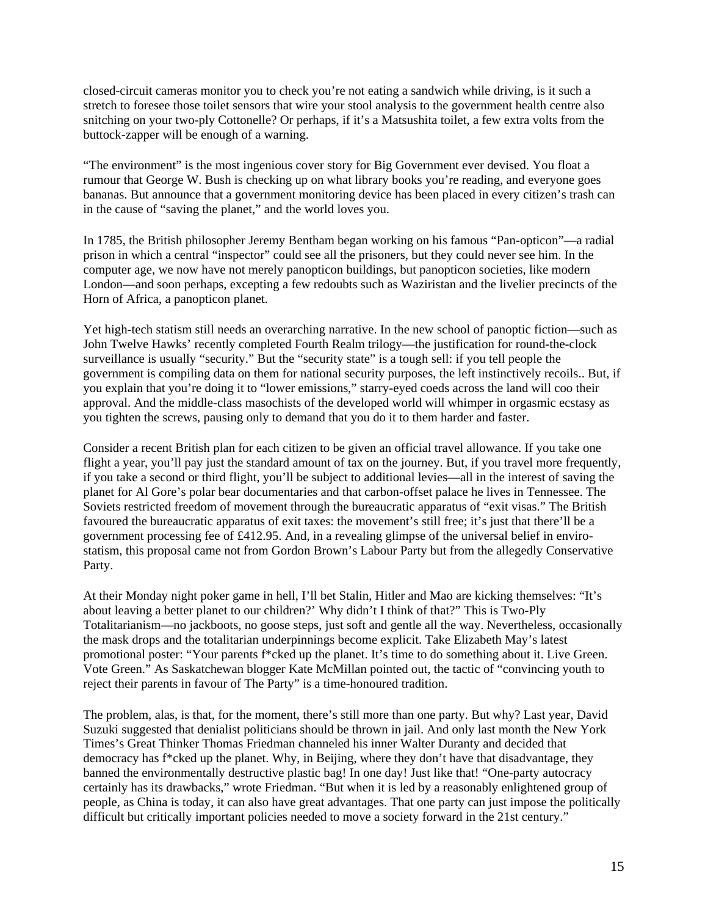closed-circuit cameras monitor you to check you're not eating a sandwich while driving, is it such a stretch to foresee those toilet sensors that wire your stool analysis to the government health centre also snitching on your two-ply Cottonelle? Or perhaps, if it's a Matsushita toilet, a few extra volts from the buttock-zapper will be enough of a warning.

"The environment" is the most ingenious cover story for Big Government ever devised. You float a rumour that George W. Bush is checking up on what library books you're reading, and everyone goes bananas. But announce that a government monitoring device has been placed in every citizen's trash can in the cause of "saving the planet," and the world loves you.

In 1785, the British philosopher Jeremy Bentham began working on his famous "Pan-opticon"—a radial prison in which a central "inspector" could see all the prisoners, but they could never see him. In the computer age, we now have not merely panopticon buildings, but panopticon societies, like modern London—and soon perhaps, excepting a few redoubts such as Waziristan and the livelier precincts of the Horn of Africa, a panopticon planet.

Yet high-tech statism still needs an overarching narrative. In the new school of panoptic fiction—such as John Twelve Hawks' recently completed Fourth Realm trilogy—the justification for round-the-clock surveillance is usually "security." But the "security state" is a tough sell: if you tell people the government is compiling data on them for national security purposes, the left instinctively recoils.. But, if you explain that you're doing it to "lower emissions," starry-eyed coeds across the land will coo their approval. And the middle-class masochists of the developed world will whimper in orgasmic ecstasy as you tighten the screws, pausing only to demand that you do it to them harder and faster.

Consider a recent British plan for each citizen to be given an official travel allowance. If you take one flight a year, you'll pay just the standard amount of tax on the journey. But, if you travel more frequently, if you take a second or third flight, you'll be subject to additional levies—all in the interest of saving the planet for Al Gore's polar bear documentaries and that carbon-offset palace he lives in Tennessee. The Soviets restricted freedom of movement through the bureaucratic apparatus of "exit visas." The British favoured the bureaucratic apparatus of exit taxes: the movement's still free; it's just that there'll be a government processing fee of £412.95. And, in a revealing glimpse of the universal belief in enviro-statism, this proposal came not from Gordon Brown's Labour Party but from the allegedly Conservative Party.

At their Monday night poker game in hell, I'll bet Stalin, Hitler and Mao are kicking themselves: "It's about leaving a better planet to our children?' Why didn't I think of that?" This is Two-Ply Totalitarianism—no jackboots, no goose steps, just soft and gentle all the way. Nevertheless, occasionally the mask drops and the totalitarian underpinnings become explicit. Take Elizabeth May's latest promotional poster: "Your parents f*cked up the planet. It's time to do something about it. Live Green. Vote Green." As Saskatchewan blogger Kate McMillan pointed out, the tactic of "convincing youth to reject their parents in favour of The Party" is a time-honoured tradition.

The problem, alas, is that, for the moment, there's still more than one party. But why? Last year, David Suzuki suggested that denialist politicians should be thrown in jail. And only last month the New York Times's Great Thinker Thomas Friedman channeled his inner Walter Duranty and decided that democracy has f*cked up the planet. Why, in Beijing, where they don't have that disadvantage, they banned the environmentally destructive plastic bag! In one day! Just like that! "One-party autocracy certainly has its drawbacks," wrote Friedman. "But when it is led by a reasonably enlightened group of people, as China is today, it can also have great advantages. That one party can just impose the politically difficult but critically important policies needed to move a society forward in the 21st century."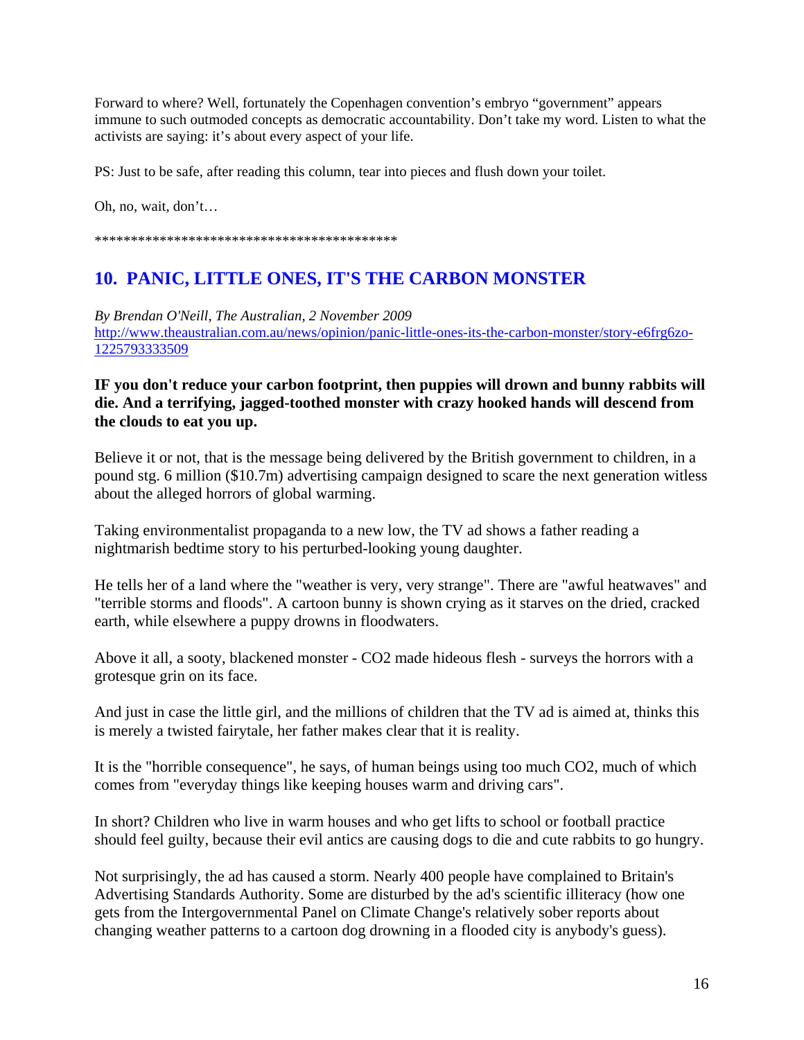Forward to where? Well, fortunately the Copenhagen convention's embryo "government" appears immune to such outmoded concepts as democratic accountability. Don't take my word. Listen to what the activists are saying: it's about every aspect of your life.

PS: Just to be safe, after reading this column, tear into pieces and flush down your toilet.

Oh, no, wait, don't…

******************************************

## 10. PANIC, LITTLE ONES, IT'S THE CARBON MONSTER

*By Brendan O'Neill, The Australian, 2 November 2009*
http://www.theaustralian.com.au/news/opinion/panic-little-ones-its-the-carbon-monster/story-e6frg6zo-1225793333509

**IF you don't reduce your carbon footprint, then puppies will drown and bunny rabbits will die. And a terrifying, jagged-toothed monster with crazy hooked hands will descend from the clouds to eat you up.**

Believe it or not, that is the message being delivered by the British government to children, in a pound stg. 6 million ($10.7m) advertising campaign designed to scare the next generation witless about the alleged horrors of global warming.

Taking environmentalist propaganda to a new low, the TV ad shows a father reading a nightmarish bedtime story to his perturbed-looking young daughter.

He tells her of a land where the "weather is very, very strange". There are "awful heatwaves" and "terrible storms and floods". A cartoon bunny is shown crying as it starves on the dried, cracked earth, while elsewhere a puppy drowns in floodwaters.

Above it all, a sooty, blackened monster - CO2 made hideous flesh - surveys the horrors with a grotesque grin on its face.

And just in case the little girl, and the millions of children that the TV ad is aimed at, thinks this is merely a twisted fairytale, her father makes clear that it is reality.

It is the "horrible consequence", he says, of human beings using too much CO2, much of which comes from "everyday things like keeping houses warm and driving cars".

In short? Children who live in warm houses and who get lifts to school or football practice should feel guilty, because their evil antics are causing dogs to die and cute rabbits to go hungry.

Not surprisingly, the ad has caused a storm. Nearly 400 people have complained to Britain's Advertising Standards Authority. Some are disturbed by the ad's scientific illiteracy (how one gets from the Intergovernmental Panel on Climate Change's relatively sober reports about changing weather patterns to a cartoon dog drowning in a flooded city is anybody's guess).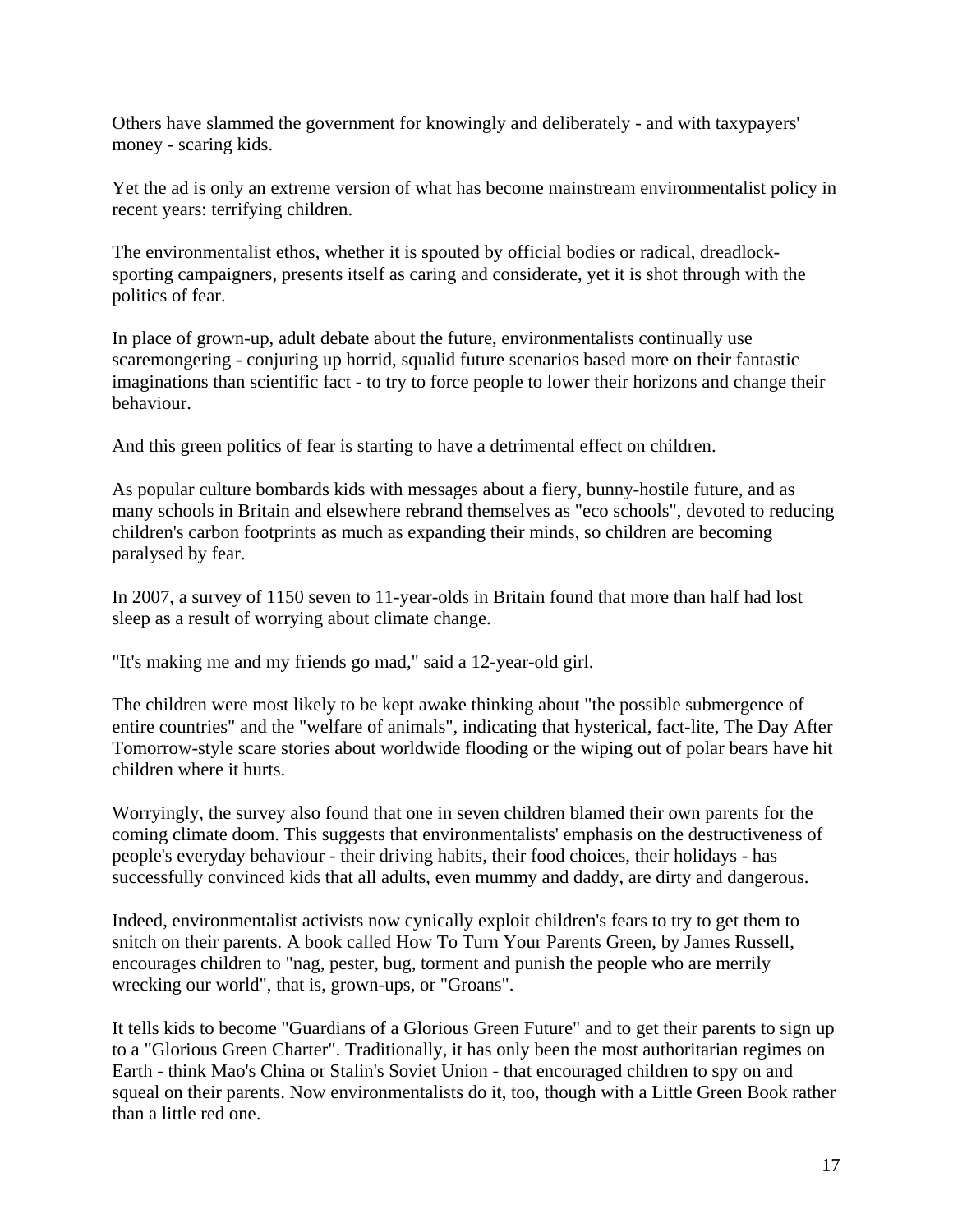Others have slammed the government for knowingly and deliberately - and with taxypayers' money - scaring kids.

Yet the ad is only an extreme version of what has become mainstream environmentalist policy in recent years: terrifying children.

The environmentalist ethos, whether it is spouted by official bodies or radical, dreadlock-sporting campaigners, presents itself as caring and considerate, yet it is shot through with the politics of fear.

In place of grown-up, adult debate about the future, environmentalists continually use scaremongering - conjuring up horrid, squalid future scenarios based more on their fantastic imaginations than scientific fact - to try to force people to lower their horizons and change their behaviour.

And this green politics of fear is starting to have a detrimental effect on children.

As popular culture bombards kids with messages about a fiery, bunny-hostile future, and as many schools in Britain and elsewhere rebrand themselves as "eco schools", devoted to reducing children's carbon footprints as much as expanding their minds, so children are becoming paralysed by fear.

In 2007, a survey of 1150 seven to 11-year-olds in Britain found that more than half had lost sleep as a result of worrying about climate change.

"It's making me and my friends go mad," said a 12-year-old girl.

The children were most likely to be kept awake thinking about "the possible submergence of entire countries" and the "welfare of animals", indicating that hysterical, fact-lite, The Day After Tomorrow-style scare stories about worldwide flooding or the wiping out of polar bears have hit children where it hurts.

Worryingly, the survey also found that one in seven children blamed their own parents for the coming climate doom. This suggests that environmentalists' emphasis on the destructiveness of people's everyday behaviour - their driving habits, their food choices, their holidays - has successfully convinced kids that all adults, even mummy and daddy, are dirty and dangerous.

Indeed, environmentalist activists now cynically exploit children's fears to try to get them to snitch on their parents. A book called How To Turn Your Parents Green, by James Russell, encourages children to "nag, pester, bug, torment and punish the people who are merrily wrecking our world", that is, grown-ups, or "Groans".

It tells kids to become "Guardians of a Glorious Green Future" and to get their parents to sign up to a "Glorious Green Charter". Traditionally, it has only been the most authoritarian regimes on Earth - think Mao's China or Stalin's Soviet Union - that encouraged children to spy on and squeal on their parents. Now environmentalists do it, too, though with a Little Green Book rather than a little red one.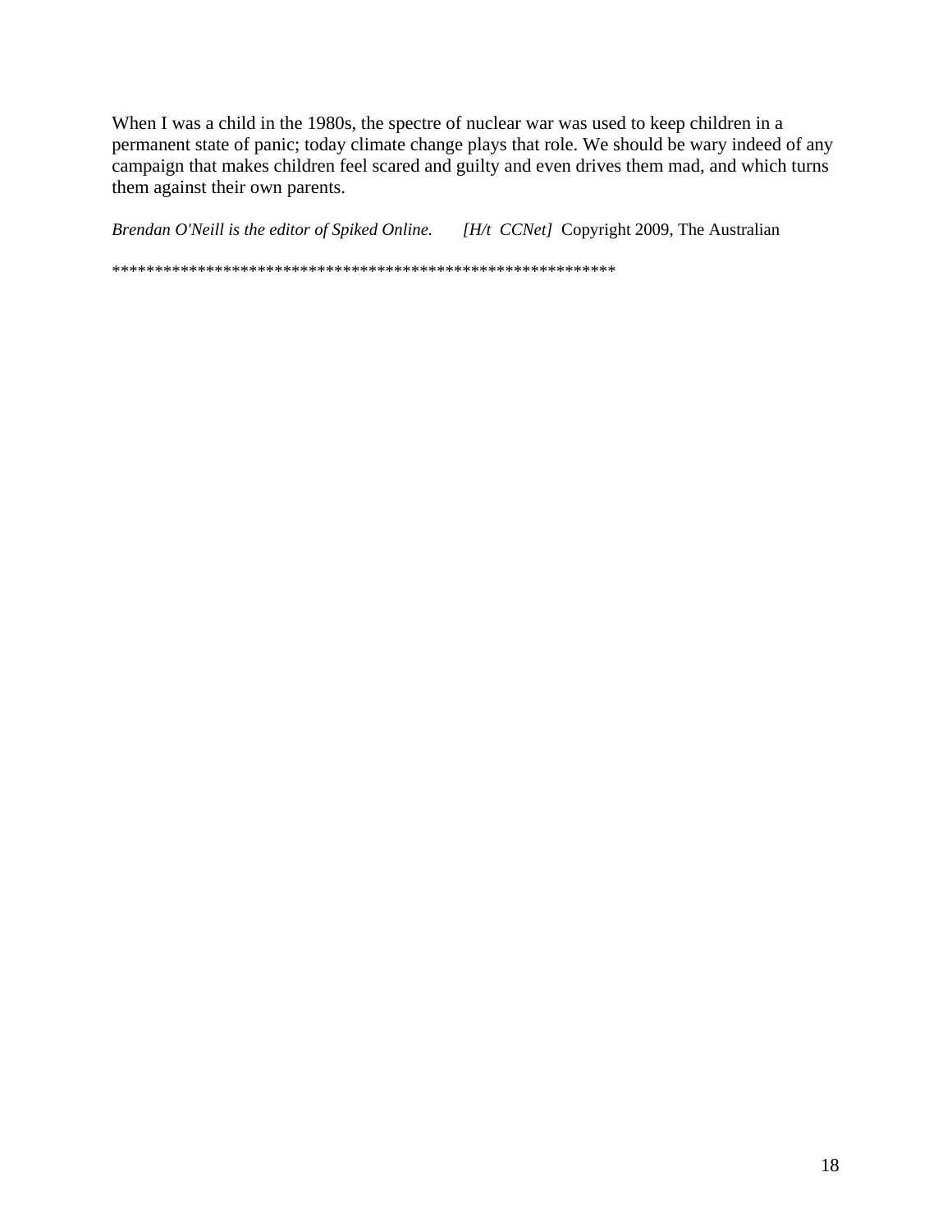When I was a child in the 1980s, the spectre of nuclear war was used to keep children in a permanent state of panic; today climate change plays that role. We should be wary indeed of any campaign that makes children feel scared and guilty and even drives them mad, and which turns them against their own parents.

*Brendan O'Neill is the editor of Spiked Online.* *[H/t CCNet]* Copyright 2009, The Australian

************************************************************